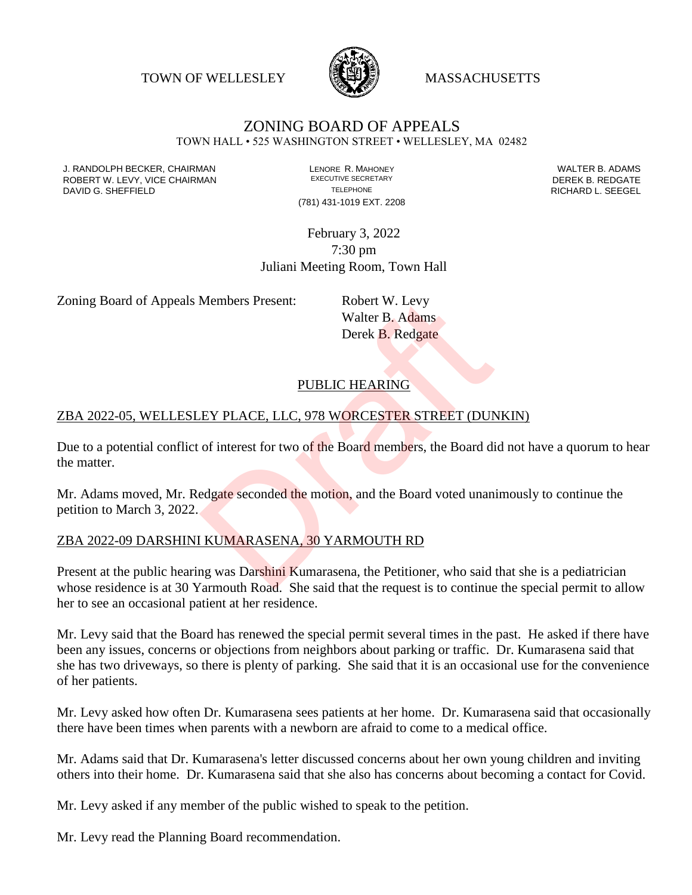TOWN OF WELLESLEY MASSACHUSETTS

# ZONING BOARD OF APPEALS

TOWN HALL • 525 WASHINGTON STREET • WELLESLEY, MA 02482

J. RANDOLPH BECKER, CHAIRMAN
ROBERT W. LEVY, VICE CHAIRMAN
DAVID G. SHEFFIELD

LENORE R. MAHONEY
EXECUTIVE SECRETARY
TELEPHONE
(781) 431-1019 EXT. 2208

WALTER B. ADAMS
DEREK B. REDGATE
RICHARD L. SEEGEL

February 3, 2022
7:30 pm
Juliani Meeting Room, Town Hall

Zoning Board of Appeals Members Present: Robert W. Levy
Walter B. Adams
Derek B. Redgate

## PUBLIC HEARING

### ZBA 2022-05, WELLESLEY PLACE, LLC, 978 WORCESTER STREET (DUNKIN)

Due to a potential conflict of interest for two of the Board members, the Board did not have a quorum to hear the matter.

Mr. Adams moved, Mr. Redgate seconded the motion, and the Board voted unanimously to continue the petition to March 3, 2022.

### ZBA 2022-09 DARSHINI KUMARASENA, 30 YARMOUTH RD

Present at the public hearing was Darshini Kumarasena, the Petitioner, who said that she is a pediatrician whose residence is at 30 Yarmouth Road. She said that the request is to continue the special permit to allow her to see an occasional patient at her residence.

Mr. Levy said that the Board has renewed the special permit several times in the past. He asked if there have been any issues, concerns or objections from neighbors about parking or traffic. Dr. Kumarasena said that she has two driveways, so there is plenty of parking. She said that it is an occasional use for the convenience of her patients.

Mr. Levy asked how often Dr. Kumarasena sees patients at her home. Dr. Kumarasena said that occasionally there have been times when parents with a newborn are afraid to come to a medical office.

Mr. Adams said that Dr. Kumarasena's letter discussed concerns about her own young children and inviting others into their home. Dr. Kumarasena said that she also has concerns about becoming a contact for Covid.

Mr. Levy asked if any member of the public wished to speak to the petition.

Mr. Levy read the Planning Board recommendation.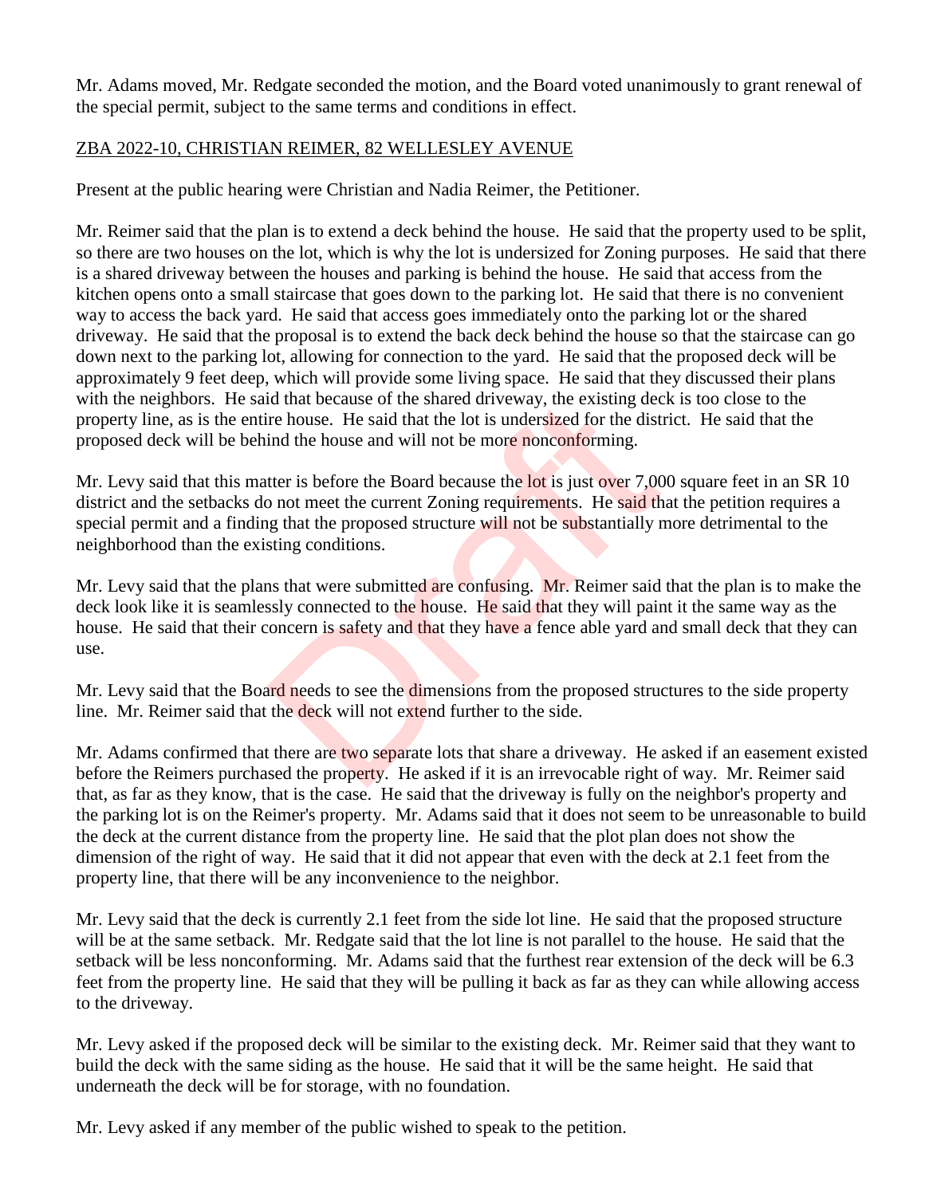Mr. Adams moved, Mr. Redgate seconded the motion, and the Board voted unanimously to grant renewal of the special permit, subject to the same terms and conditions in effect.

## ZBA 2022-10, CHRISTIAN REIMER, 82 WELLESLEY AVENUE

Present at the public hearing were Christian and Nadia Reimer, the Petitioner.

Mr. Reimer said that the plan is to extend a deck behind the house. He said that the property used to be split, so there are two houses on the lot, which is why the lot is undersized for Zoning purposes. He said that there is a shared driveway between the houses and parking is behind the house. He said that access from the kitchen opens onto a small staircase that goes down to the parking lot. He said that there is no convenient way to access the back yard. He said that access goes immediately onto the parking lot or the shared driveway. He said that the proposal is to extend the back deck behind the house so that the staircase can go down next to the parking lot, allowing for connection to the yard. He said that the proposed deck will be approximately 9 feet deep, which will provide some living space. He said that they discussed their plans with the neighbors. He said that because of the shared driveway, the existing deck is too close to the property line, as is the entire house. He said that the lot is undersized for the district. He said that the proposed deck will be behind the house and will not be more nonconforming.

Mr. Levy said that this matter is before the Board because the lot is just over 7,000 square feet in an SR 10 district and the setbacks do not meet the current Zoning requirements. He said that the petition requires a special permit and a finding that the proposed structure will not be substantially more detrimental to the neighborhood than the existing conditions.

Mr. Levy said that the plans that were submitted are confusing. Mr. Reimer said that the plan is to make the deck look like it is seamlessly connected to the house. He said that they will paint it the same way as the house. He said that their concern is safety and that they have a fence able yard and small deck that they can use.

Mr. Levy said that the Board needs to see the dimensions from the proposed structures to the side property line. Mr. Reimer said that the deck will not extend further to the side.

Mr. Adams confirmed that there are two separate lots that share a driveway. He asked if an easement existed before the Reimers purchased the property. He asked if it is an irrevocable right of way. Mr. Reimer said that, as far as they know, that is the case. He said that the driveway is fully on the neighbor's property and the parking lot is on the Reimer's property. Mr. Adams said that it does not seem to be unreasonable to build the deck at the current distance from the property line. He said that the plot plan does not show the dimension of the right of way. He said that it did not appear that even with the deck at 2.1 feet from the property line, that there will be any inconvenience to the neighbor.

Mr. Levy said that the deck is currently 2.1 feet from the side lot line. He said that the proposed structure will be at the same setback. Mr. Redgate said that the lot line is not parallel to the house. He said that the setback will be less nonconforming. Mr. Adams said that the furthest rear extension of the deck will be 6.3 feet from the property line. He said that they will be pulling it back as far as they can while allowing access to the driveway.

Mr. Levy asked if the proposed deck will be similar to the existing deck. Mr. Reimer said that they want to build the deck with the same siding as the house. He said that it will be the same height. He said that underneath the deck will be for storage, with no foundation.

Mr. Levy asked if any member of the public wished to speak to the petition.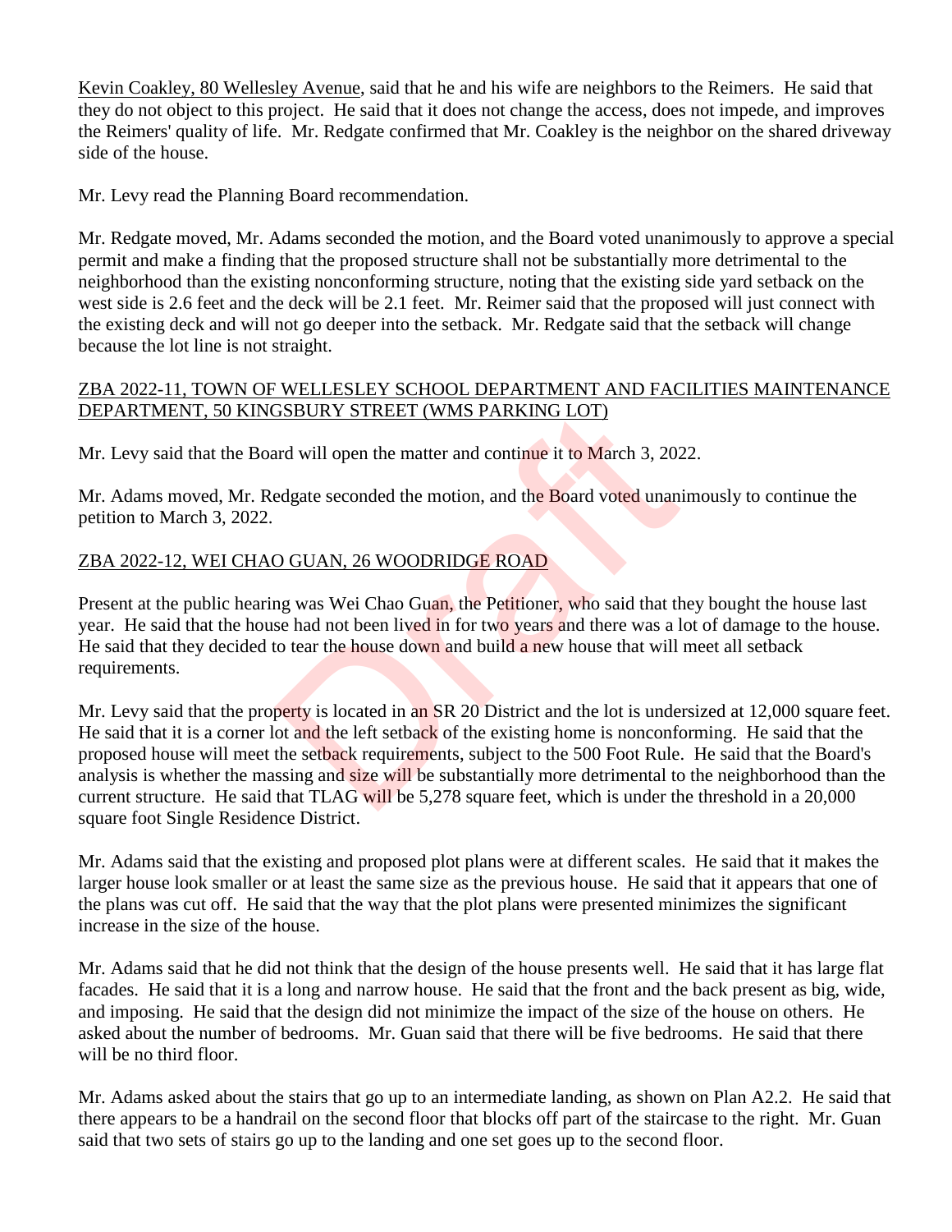Kevin Coakley, 80 Wellesley Avenue, said that he and his wife are neighbors to the Reimers. He said that they do not object to this project. He said that it does not change the access, does not impede, and improves the Reimers' quality of life. Mr. Redgate confirmed that Mr. Coakley is the neighbor on the shared driveway side of the house.

Mr. Levy read the Planning Board recommendation.

Mr. Redgate moved, Mr. Adams seconded the motion, and the Board voted unanimously to approve a special permit and make a finding that the proposed structure shall not be substantially more detrimental to the neighborhood than the existing nonconforming structure, noting that the existing side yard setback on the west side is 2.6 feet and the deck will be 2.1 feet. Mr. Reimer said that the proposed will just connect with the existing deck and will not go deeper into the setback. Mr. Redgate said that the setback will change because the lot line is not straight.

## ZBA 2022-11, TOWN OF WELLESLEY SCHOOL DEPARTMENT AND FACILITIES MAINTENANCE DEPARTMENT, 50 KINGSBURY STREET (WMS PARKING LOT)

Mr. Levy said that the Board will open the matter and continue it to March 3, 2022.

Mr. Adams moved, Mr. Redgate seconded the motion, and the Board voted unanimously to continue the petition to March 3, 2022.

## ZBA 2022-12, WEI CHAO GUAN, 26 WOODRIDGE ROAD

Present at the public hearing was Wei Chao Guan, the Petitioner, who said that they bought the house last year. He said that the house had not been lived in for two years and there was a lot of damage to the house. He said that they decided to tear the house down and build a new house that will meet all setback requirements.

Mr. Levy said that the property is located in an SR 20 District and the lot is undersized at 12,000 square feet. He said that it is a corner lot and the left setback of the existing home is nonconforming. He said that the proposed house will meet the setback requirements, subject to the 500 Foot Rule. He said that the Board's analysis is whether the massing and size will be substantially more detrimental to the neighborhood than the current structure. He said that TLAG will be 5,278 square feet, which is under the threshold in a 20,000 square foot Single Residence District.

Mr. Adams said that the existing and proposed plot plans were at different scales. He said that it makes the larger house look smaller or at least the same size as the previous house. He said that it appears that one of the plans was cut off. He said that the way that the plot plans were presented minimizes the significant increase in the size of the house.

Mr. Adams said that he did not think that the design of the house presents well. He said that it has large flat facades. He said that it is a long and narrow house. He said that the front and the back present as big, wide, and imposing. He said that the design did not minimize the impact of the size of the house on others. He asked about the number of bedrooms. Mr. Guan said that there will be five bedrooms. He said that there will be no third floor.

Mr. Adams asked about the stairs that go up to an intermediate landing, as shown on Plan A2.2. He said that there appears to be a handrail on the second floor that blocks off part of the staircase to the right. Mr. Guan said that two sets of stairs go up to the landing and one set goes up to the second floor.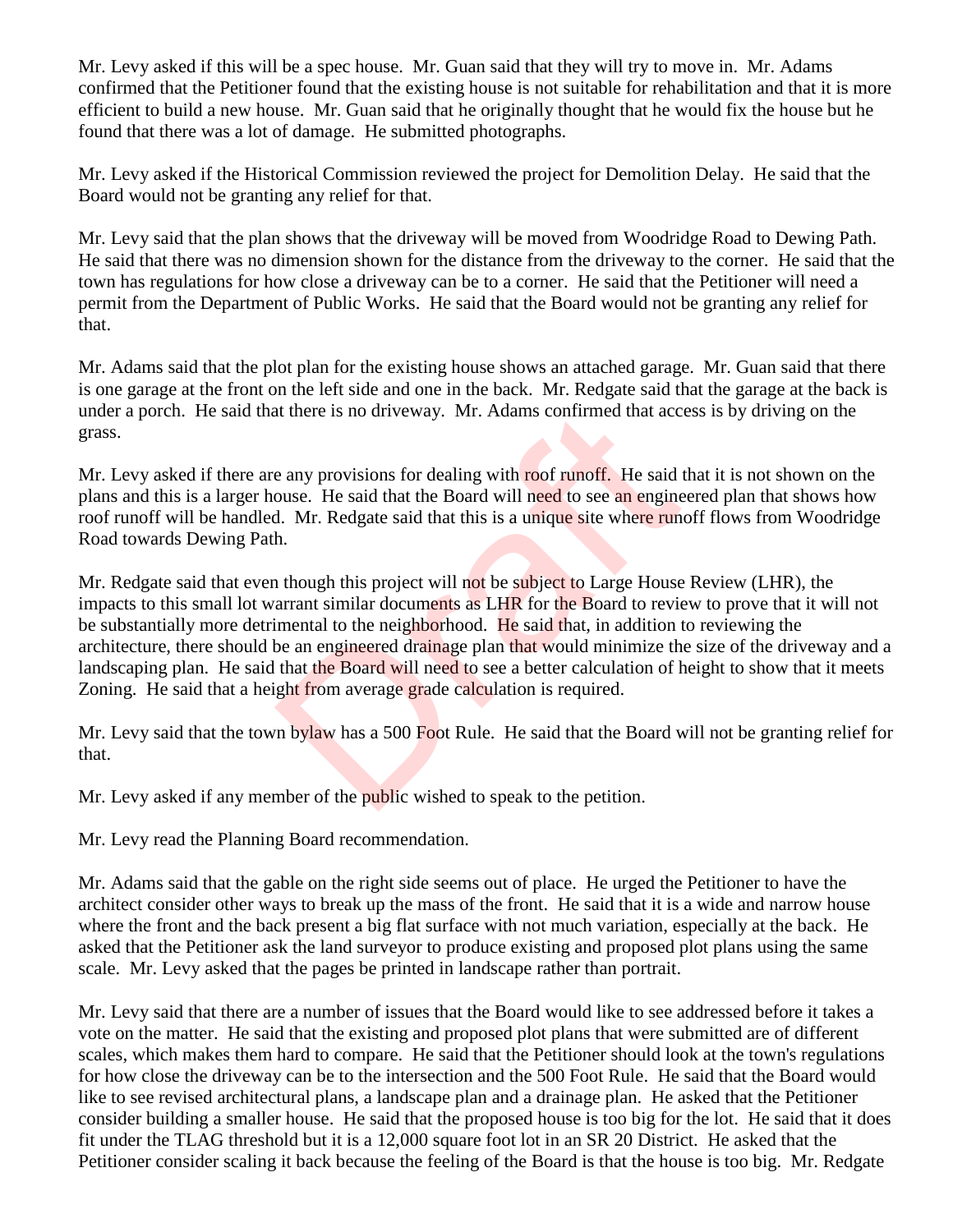Mr. Levy asked if this will be a spec house. Mr. Guan said that they will try to move in. Mr. Adams confirmed that the Petitioner found that the existing house is not suitable for rehabilitation and that it is more efficient to build a new house. Mr. Guan said that he originally thought that he would fix the house but he found that there was a lot of damage. He submitted photographs.

Mr. Levy asked if the Historical Commission reviewed the project for Demolition Delay. He said that the Board would not be granting any relief for that.

Mr. Levy said that the plan shows that the driveway will be moved from Woodridge Road to Dewing Path. He said that there was no dimension shown for the distance from the driveway to the corner. He said that the town has regulations for how close a driveway can be to a corner. He said that the Petitioner will need a permit from the Department of Public Works. He said that the Board would not be granting any relief for that.

Mr. Adams said that the plot plan for the existing house shows an attached garage. Mr. Guan said that there is one garage at the front on the left side and one in the back. Mr. Redgate said that the garage at the back is under a porch. He said that there is no driveway. Mr. Adams confirmed that access is by driving on the grass.

Mr. Levy asked if there are any provisions for dealing with roof runoff. He said that it is not shown on the plans and this is a larger house. He said that the Board will need to see an engineered plan that shows how roof runoff will be handled. Mr. Redgate said that this is a unique site where runoff flows from Woodridge Road towards Dewing Path.

Mr. Redgate said that even though this project will not be subject to Large House Review (LHR), the impacts to this small lot warrant similar documents as LHR for the Board to review to prove that it will not be substantially more detrimental to the neighborhood. He said that, in addition to reviewing the architecture, there should be an engineered drainage plan that would minimize the size of the driveway and a landscaping plan. He said that the Board will need to see a better calculation of height to show that it meets Zoning. He said that a height from average grade calculation is required.

Mr. Levy said that the town bylaw has a 500 Foot Rule. He said that the Board will not be granting relief for that.

Mr. Levy asked if any member of the public wished to speak to the petition.

Mr. Levy read the Planning Board recommendation.

Mr. Adams said that the gable on the right side seems out of place. He urged the Petitioner to have the architect consider other ways to break up the mass of the front. He said that it is a wide and narrow house where the front and the back present a big flat surface with not much variation, especially at the back. He asked that the Petitioner ask the land surveyor to produce existing and proposed plot plans using the same scale. Mr. Levy asked that the pages be printed in landscape rather than portrait.

Mr. Levy said that there are a number of issues that the Board would like to see addressed before it takes a vote on the matter. He said that the existing and proposed plot plans that were submitted are of different scales, which makes them hard to compare. He said that the Petitioner should look at the town's regulations for how close the driveway can be to the intersection and the 500 Foot Rule. He said that the Board would like to see revised architectural plans, a landscape plan and a drainage plan. He asked that the Petitioner consider building a smaller house. He said that the proposed house is too big for the lot. He said that it does fit under the TLAG threshold but it is a 12,000 square foot lot in an SR 20 District. He asked that the Petitioner consider scaling it back because the feeling of the Board is that the house is too big. Mr. Redgate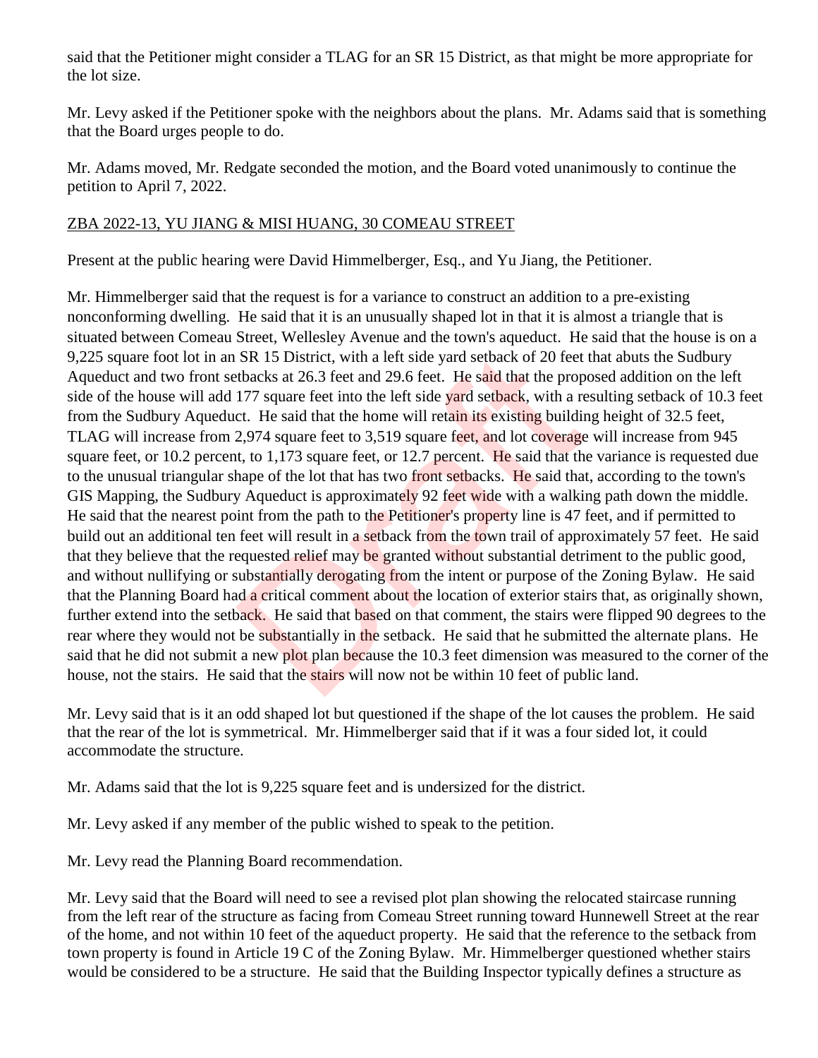said that the Petitioner might consider a TLAG for an SR 15 District, as that might be more appropriate for the lot size.

Mr. Levy asked if the Petitioner spoke with the neighbors about the plans. Mr. Adams said that is something that the Board urges people to do.

Mr. Adams moved, Mr. Redgate seconded the motion, and the Board voted unanimously to continue the petition to April 7, 2022.

## ZBA 2022-13, YU JIANG & MISI HUANG, 30 COMEAU STREET

Present at the public hearing were David Himmelberger, Esq., and Yu Jiang, the Petitioner.

Mr. Himmelberger said that the request is for a variance to construct an addition to a pre-existing nonconforming dwelling. He said that it is an unusually shaped lot in that it is almost a triangle that is situated between Comeau Street, Wellesley Avenue and the town's aqueduct. He said that the house is on a 9,225 square foot lot in an SR 15 District, with a left side yard setback of 20 feet that abuts the Sudbury Aqueduct and two front setbacks at 26.3 feet and 29.6 feet. He said that the proposed addition on the left side of the house will add 177 square feet into the left side yard setback, with a resulting setback of 10.3 feet from the Sudbury Aqueduct. He said that the home will retain its existing building height of 32.5 feet, TLAG will increase from 2,974 square feet to 3,519 square feet, and lot coverage will increase from 945 square feet, or 10.2 percent, to 1,173 square feet, or 12.7 percent. He said that the variance is requested due to the unusual triangular shape of the lot that has two front setbacks. He said that, according to the town's GIS Mapping, the Sudbury Aqueduct is approximately 92 feet wide with a walking path down the middle. He said that the nearest point from the path to the Petitioner's property line is 47 feet, and if permitted to build out an additional ten feet will result in a setback from the town trail of approximately 57 feet. He said that they believe that the requested relief may be granted without substantial detriment to the public good, and without nullifying or substantially derogating from the intent or purpose of the Zoning Bylaw. He said that the Planning Board had a critical comment about the location of exterior stairs that, as originally shown, further extend into the setback. He said that based on that comment, the stairs were flipped 90 degrees to the rear where they would not be substantially in the setback. He said that he submitted the alternate plans. He said that he did not submit a new plot plan because the 10.3 feet dimension was measured to the corner of the house, not the stairs. He said that the stairs will now not be within 10 feet of public land.

Mr. Levy said that is it an odd shaped lot but questioned if the shape of the lot causes the problem. He said that the rear of the lot is symmetrical. Mr. Himmelberger said that if it was a four sided lot, it could accommodate the structure.

Mr. Adams said that the lot is 9,225 square feet and is undersized for the district.

Mr. Levy asked if any member of the public wished to speak to the petition.

Mr. Levy read the Planning Board recommendation.

Mr. Levy said that the Board will need to see a revised plot plan showing the relocated staircase running from the left rear of the structure as facing from Comeau Street running toward Hunnewell Street at the rear of the home, and not within 10 feet of the aqueduct property. He said that the reference to the setback from town property is found in Article 19 C of the Zoning Bylaw. Mr. Himmelberger questioned whether stairs would be considered to be a structure. He said that the Building Inspector typically defines a structure as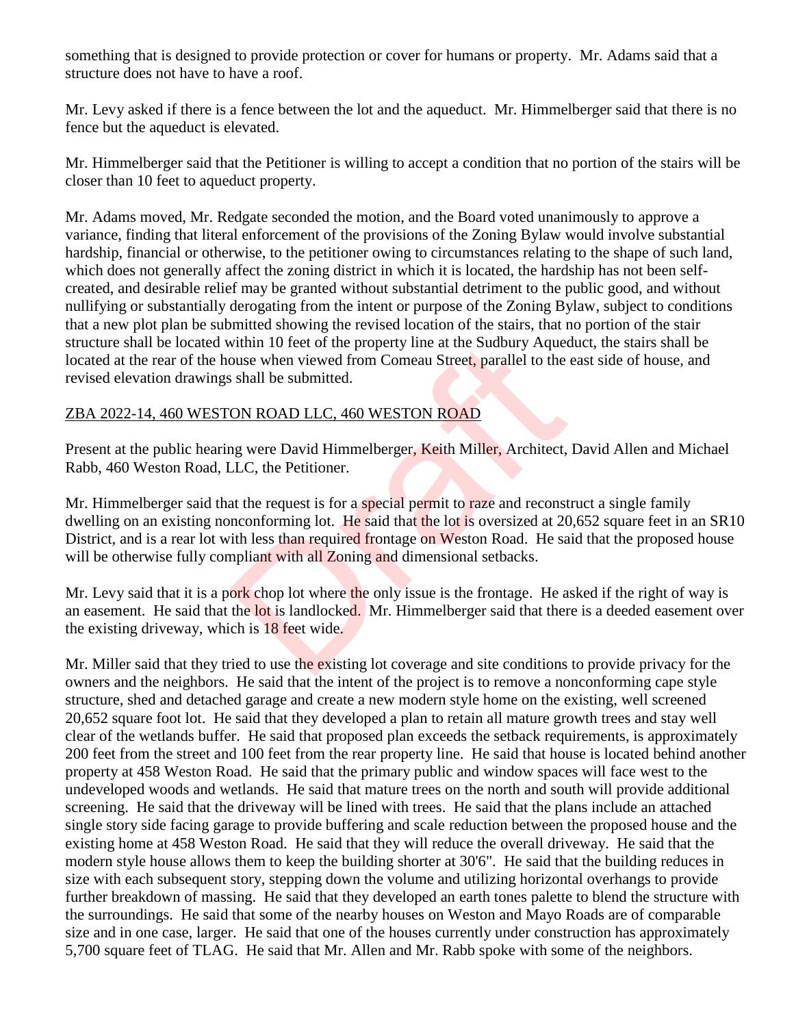something that is designed to provide protection or cover for humans or property. Mr. Adams said that a structure does not have to have a roof.

Mr. Levy asked if there is a fence between the lot and the aqueduct. Mr. Himmelberger said that there is no fence but the aqueduct is elevated.

Mr. Himmelberger said that the Petitioner is willing to accept a condition that no portion of the stairs will be closer than 10 feet to aqueduct property.

Mr. Adams moved, Mr. Redgate seconded the motion, and the Board voted unanimously to approve a variance, finding that literal enforcement of the provisions of the Zoning Bylaw would involve substantial hardship, financial or otherwise, to the petitioner owing to circumstances relating to the shape of such land, which does not generally affect the zoning district in which it is located, the hardship has not been self-created, and desirable relief may be granted without substantial detriment to the public good, and without nullifying or substantially derogating from the intent or purpose of the Zoning Bylaw, subject to conditions that a new plot plan be submitted showing the revised location of the stairs, that no portion of the stair structure shall be located within 10 feet of the property line at the Sudbury Aqueduct, the stairs shall be located at the rear of the house when viewed from Comeau Street, parallel to the east side of house, and revised elevation drawings shall be submitted.

## ZBA 2022-14, 460 WESTON ROAD LLC, 460 WESTON ROAD

Present at the public hearing were David Himmelberger, Keith Miller, Architect, David Allen and Michael Rabb, 460 Weston Road, LLC, the Petitioner.

Mr. Himmelberger said that the request is for a special permit to raze and reconstruct a single family dwelling on an existing nonconforming lot. He said that the lot is oversized at 20,652 square feet in an SR10 District, and is a rear lot with less than required frontage on Weston Road. He said that the proposed house will be otherwise fully compliant with all Zoning and dimensional setbacks.

Mr. Levy said that it is a pork chop lot where the only issue is the frontage. He asked if the right of way is an easement. He said that the lot is landlocked. Mr. Himmelberger said that there is a deeded easement over the existing driveway, which is 18 feet wide.

Mr. Miller said that they tried to use the existing lot coverage and site conditions to provide privacy for the owners and the neighbors. He said that the intent of the project is to remove a nonconforming cape style structure, shed and detached garage and create a new modern style home on the existing, well screened 20,652 square foot lot. He said that they developed a plan to retain all mature growth trees and stay well clear of the wetlands buffer. He said that proposed plan exceeds the setback requirements, is approximately 200 feet from the street and 100 feet from the rear property line. He said that house is located behind another property at 458 Weston Road. He said that the primary public and window spaces will face west to the undeveloped woods and wetlands. He said that mature trees on the north and south will provide additional screening. He said that the driveway will be lined with trees. He said that the plans include an attached single story side facing garage to provide buffering and scale reduction between the proposed house and the existing home at 458 Weston Road. He said that they will reduce the overall driveway. He said that the modern style house allows them to keep the building shorter at 30'6". He said that the building reduces in size with each subsequent story, stepping down the volume and utilizing horizontal overhangs to provide further breakdown of massing. He said that they developed an earth tones palette to blend the structure with the surroundings. He said that some of the nearby houses on Weston and Mayo Roads are of comparable size and in one case, larger. He said that one of the houses currently under construction has approximately 5,700 square feet of TLAG. He said that Mr. Allen and Mr. Rabb spoke with some of the neighbors.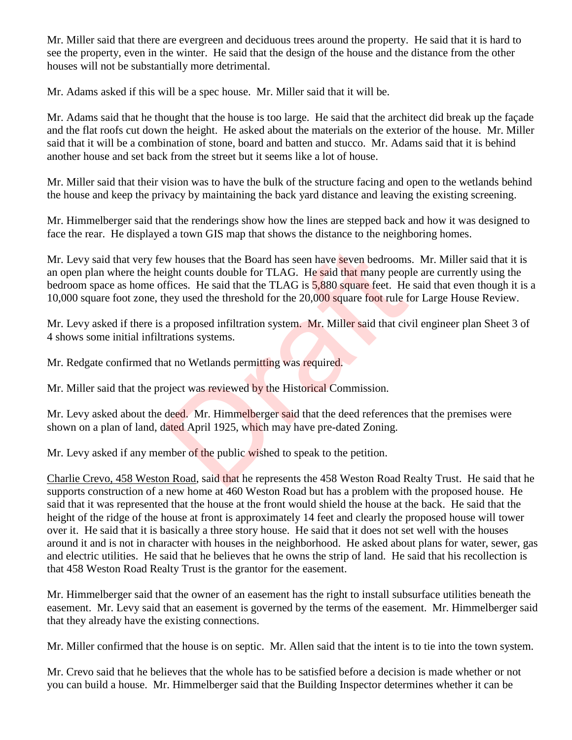Mr. Miller said that there are evergreen and deciduous trees around the property. He said that it is hard to see the property, even in the winter. He said that the design of the house and the distance from the other houses will not be substantially more detrimental.

Mr. Adams asked if this will be a spec house. Mr. Miller said that it will be.

Mr. Adams said that he thought that the house is too large. He said that the architect did break up the façade and the flat roofs cut down the height. He asked about the materials on the exterior of the house. Mr. Miller said that it will be a combination of stone, board and batten and stucco. Mr. Adams said that it is behind another house and set back from the street but it seems like a lot of house.

Mr. Miller said that their vision was to have the bulk of the structure facing and open to the wetlands behind the house and keep the privacy by maintaining the back yard distance and leaving the existing screening.

Mr. Himmelberger said that the renderings show how the lines are stepped back and how it was designed to face the rear. He displayed a town GIS map that shows the distance to the neighboring homes.

Mr. Levy said that very few houses that the Board has seen have seven bedrooms. Mr. Miller said that it is an open plan where the height counts double for TLAG. He said that many people are currently using the bedroom space as home offices. He said that the TLAG is 5,880 square feet. He said that even though it is a 10,000 square foot zone, they used the threshold for the 20,000 square foot rule for Large House Review.

Mr. Levy asked if there is a proposed infiltration system. Mr. Miller said that civil engineer plan Sheet 3 of 4 shows some initial infiltrations systems.

Mr. Redgate confirmed that no Wetlands permitting was required.

Mr. Miller said that the project was reviewed by the Historical Commission.

Mr. Levy asked about the deed. Mr. Himmelberger said that the deed references that the premises were shown on a plan of land, dated April 1925, which may have pre-dated Zoning.

Mr. Levy asked if any member of the public wished to speak to the petition.

Charlie Crevo, 458 Weston Road, said that he represents the 458 Weston Road Realty Trust. He said that he supports construction of a new home at 460 Weston Road but has a problem with the proposed house. He said that it was represented that the house at the front would shield the house at the back. He said that the height of the ridge of the house at front is approximately 14 feet and clearly the proposed house will tower over it. He said that it is basically a three story house. He said that it does not set well with the houses around it and is not in character with houses in the neighborhood. He asked about plans for water, sewer, gas and electric utilities. He said that he believes that he owns the strip of land. He said that his recollection is that 458 Weston Road Realty Trust is the grantor for the easement.

Mr. Himmelberger said that the owner of an easement has the right to install subsurface utilities beneath the easement. Mr. Levy said that an easement is governed by the terms of the easement. Mr. Himmelberger said that they already have the existing connections.

Mr. Miller confirmed that the house is on septic. Mr. Allen said that the intent is to tie into the town system.

Mr. Crevo said that he believes that the whole has to be satisfied before a decision is made whether or not you can build a house. Mr. Himmelberger said that the Building Inspector determines whether it can be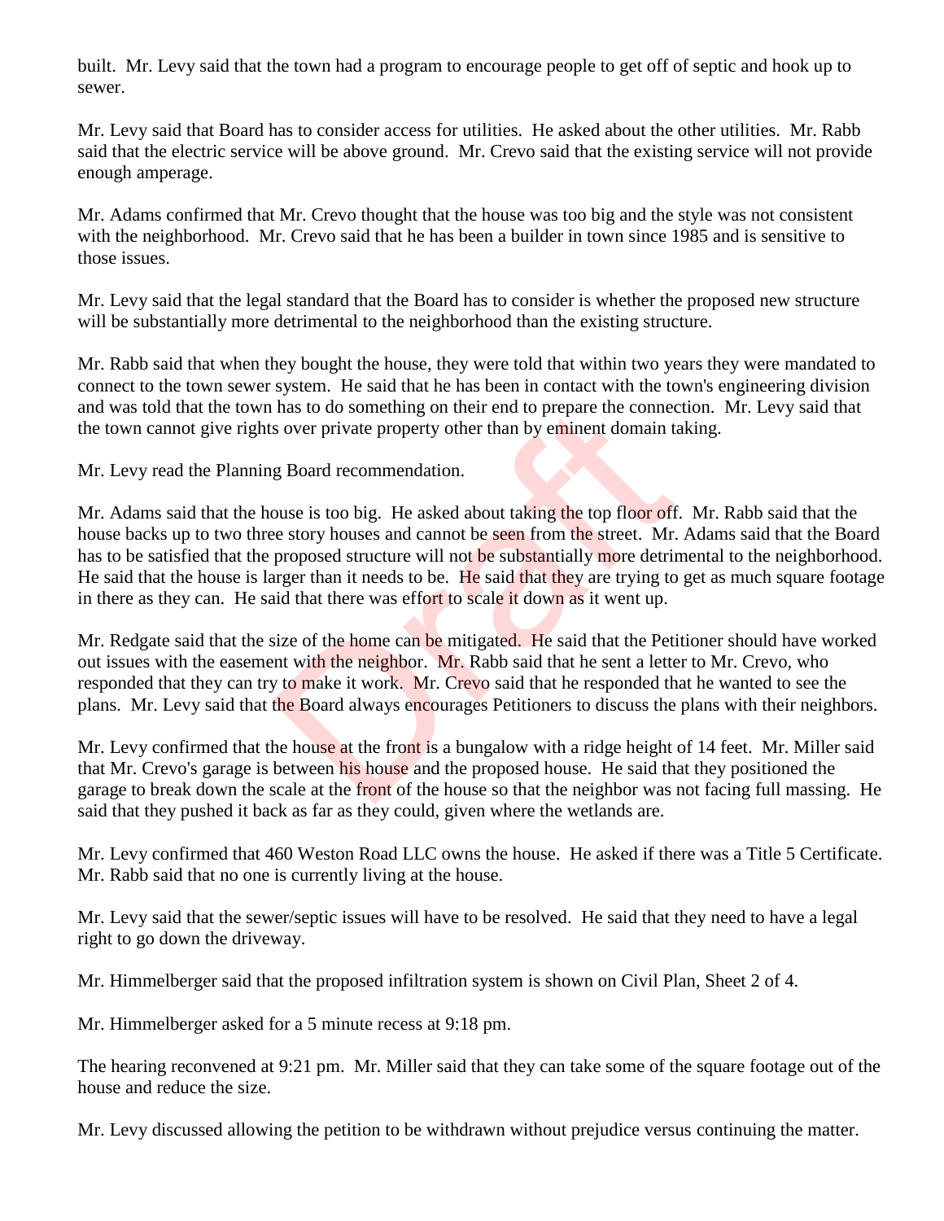built. Mr. Levy said that the town had a program to encourage people to get off of septic and hook up to sewer.

Mr. Levy said that Board has to consider access for utilities. He asked about the other utilities. Mr. Rabb said that the electric service will be above ground. Mr. Crevo said that the existing service will not provide enough amperage.

Mr. Adams confirmed that Mr. Crevo thought that the house was too big and the style was not consistent with the neighborhood. Mr. Crevo said that he has been a builder in town since 1985 and is sensitive to those issues.

Mr. Levy said that the legal standard that the Board has to consider is whether the proposed new structure will be substantially more detrimental to the neighborhood than the existing structure.

Mr. Rabb said that when they bought the house, they were told that within two years they were mandated to connect to the town sewer system. He said that he has been in contact with the town's engineering division and was told that the town has to do something on their end to prepare the connection. Mr. Levy said that the town cannot give rights over private property other than by eminent domain taking.

Mr. Levy read the Planning Board recommendation.

Mr. Adams said that the house is too big. He asked about taking the top floor off. Mr. Rabb said that the house backs up to two three story houses and cannot be seen from the street. Mr. Adams said that the Board has to be satisfied that the proposed structure will not be substantially more detrimental to the neighborhood. He said that the house is larger than it needs to be. He said that they are trying to get as much square footage in there as they can. He said that there was effort to scale it down as it went up.

Mr. Redgate said that the size of the home can be mitigated. He said that the Petitioner should have worked out issues with the easement with the neighbor. Mr. Rabb said that he sent a letter to Mr. Crevo, who responded that they can try to make it work. Mr. Crevo said that he responded that he wanted to see the plans. Mr. Levy said that the Board always encourages Petitioners to discuss the plans with their neighbors.

Mr. Levy confirmed that the house at the front is a bungalow with a ridge height of 14 feet. Mr. Miller said that Mr. Crevo's garage is between his house and the proposed house. He said that they positioned the garage to break down the scale at the front of the house so that the neighbor was not facing full massing. He said that they pushed it back as far as they could, given where the wetlands are.

Mr. Levy confirmed that 460 Weston Road LLC owns the house. He asked if there was a Title 5 Certificate. Mr. Rabb said that no one is currently living at the house.

Mr. Levy said that the sewer/septic issues will have to be resolved. He said that they need to have a legal right to go down the driveway.

Mr. Himmelberger said that the proposed infiltration system is shown on Civil Plan, Sheet 2 of 4.

Mr. Himmelberger asked for a 5 minute recess at 9:18 pm.

The hearing reconvened at 9:21 pm. Mr. Miller said that they can take some of the square footage out of the house and reduce the size.

Mr. Levy discussed allowing the petition to be withdrawn without prejudice versus continuing the matter.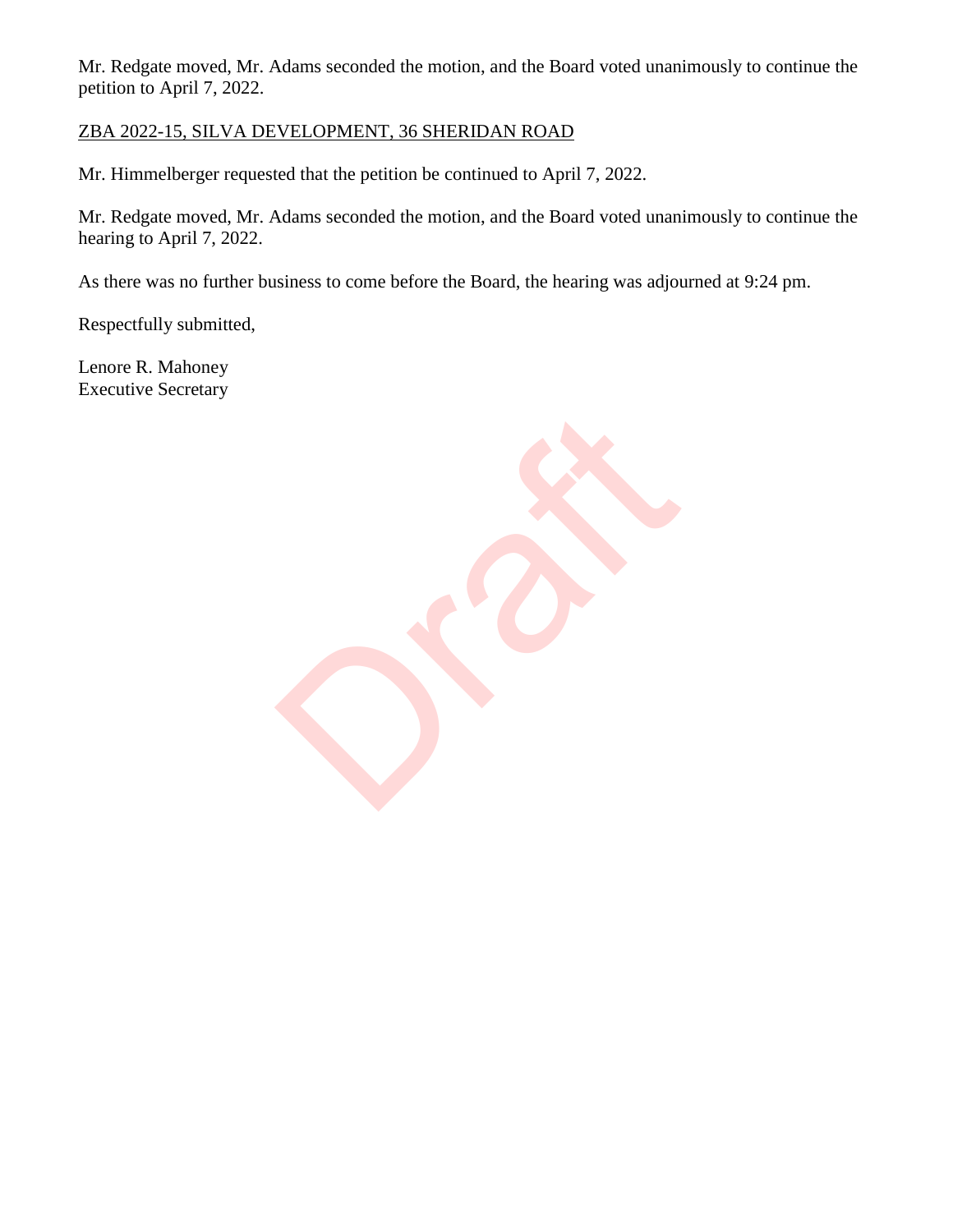Mr. Redgate moved, Mr. Adams seconded the motion, and the Board voted unanimously to continue the petition to April 7, 2022.

ZBA 2022-15, SILVA DEVELOPMENT, 36 SHERIDAN ROAD

Mr. Himmelberger requested that the petition be continued to April 7, 2022.

Mr. Redgate moved, Mr. Adams seconded the motion, and the Board voted unanimously to continue the hearing to April 7, 2022.

As there was no further business to come before the Board, the hearing was adjourned at 9:24 pm.

Respectfully submitted,

Lenore R. Mahoney
Executive Secretary

Draft